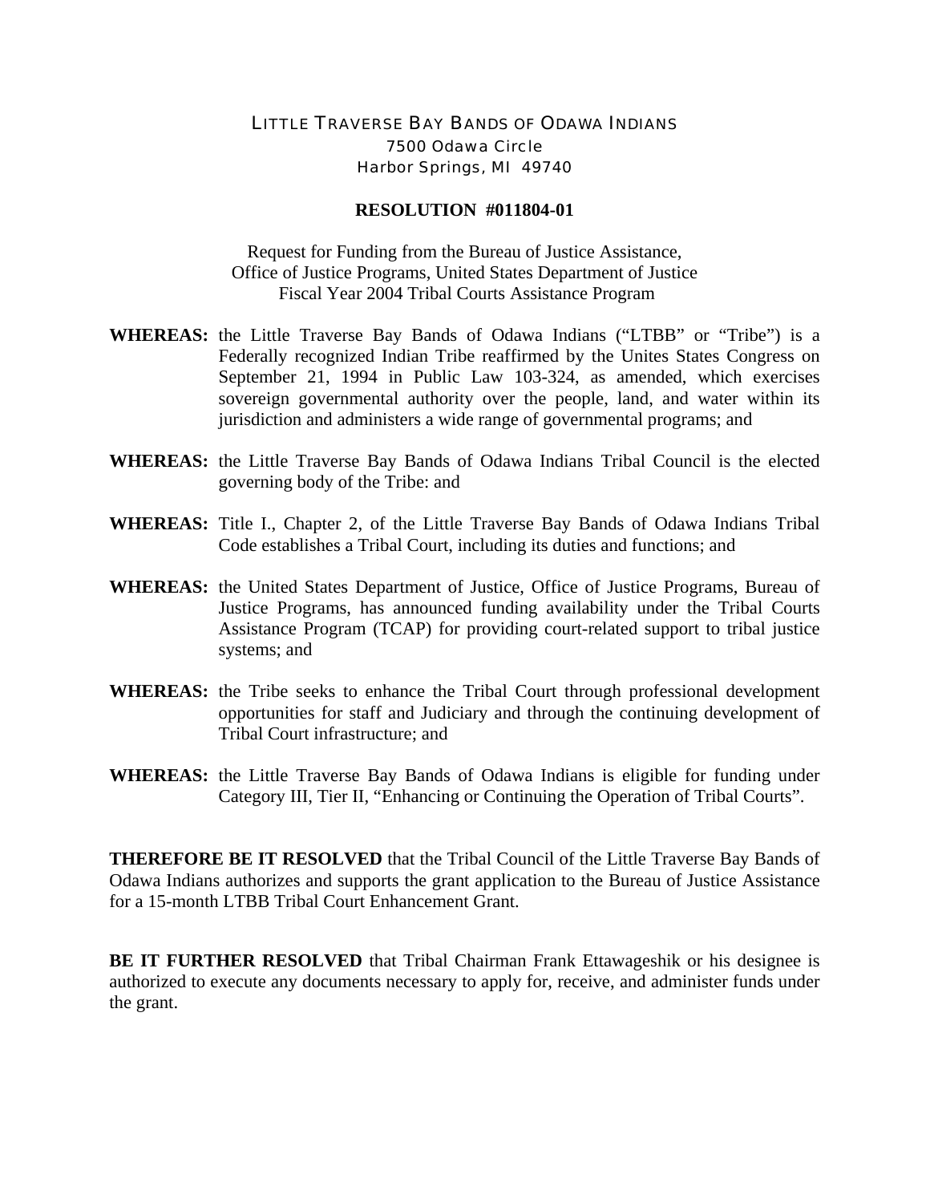LITTLE TRAVERSE BAY BANDS OF ODAWA INDIANS
7500 Odawa Circle
Harbor Springs, MI 49740

**RESOLUTION #011804-01**

Request for Funding from the Bureau of Justice Assistance,
Office of Justice Programs, United States Department of Justice
Fiscal Year 2004 Tribal Courts Assistance Program

**WHEREAS:** the Little Traverse Bay Bands of Odawa Indians ("LTBB" or "Tribe") is a Federally recognized Indian Tribe reaffirmed by the Unites States Congress on September 21, 1994 in Public Law 103-324, as amended, which exercises sovereign governmental authority over the people, land, and water within its jurisdiction and administers a wide range of governmental programs; and

**WHEREAS:** the Little Traverse Bay Bands of Odawa Indians Tribal Council is the elected governing body of the Tribe: and

**WHEREAS:** Title I., Chapter 2, of the Little Traverse Bay Bands of Odawa Indians Tribal Code establishes a Tribal Court, including its duties and functions; and

**WHEREAS:** the United States Department of Justice, Office of Justice Programs, Bureau of Justice Programs, has announced funding availability under the Tribal Courts Assistance Program (TCAP) for providing court-related support to tribal justice systems; and

**WHEREAS:** the Tribe seeks to enhance the Tribal Court through professional development opportunities for staff and Judiciary and through the continuing development of Tribal Court infrastructure; and

**WHEREAS:** the Little Traverse Bay Bands of Odawa Indians is eligible for funding under Category III, Tier II, "Enhancing or Continuing the Operation of Tribal Courts".

**THEREFORE BE IT RESOLVED** that the Tribal Council of the Little Traverse Bay Bands of Odawa Indians authorizes and supports the grant application to the Bureau of Justice Assistance for a 15-month LTBB Tribal Court Enhancement Grant.

**BE IT FURTHER RESOLVED** that Tribal Chairman Frank Ettawageshik or his designee is authorized to execute any documents necessary to apply for, receive, and administer funds under the grant.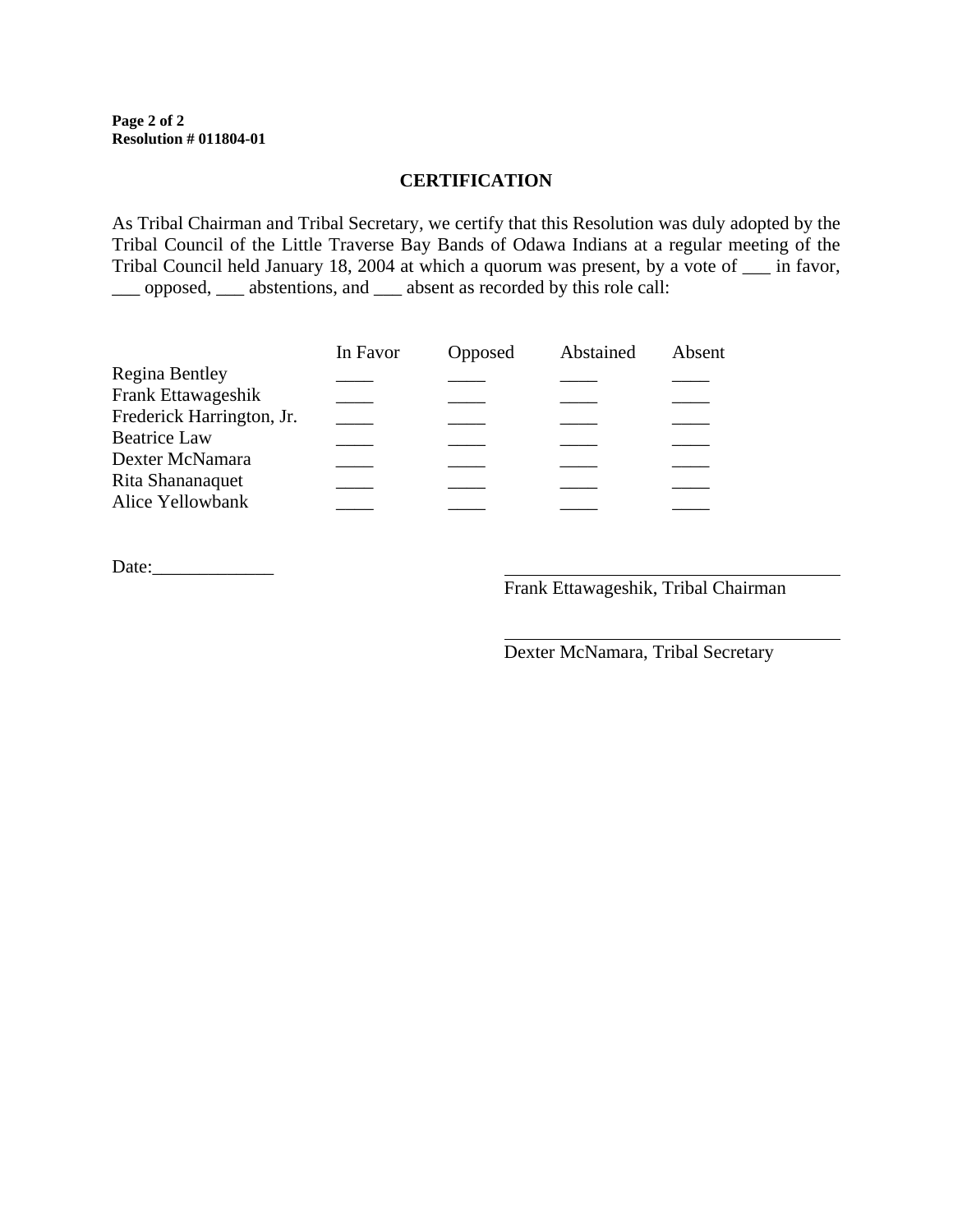**Resolution # 011804-01**

## CERTIFICATION

As Tribal Chairman and Tribal Secretary, we certify that this Resolution was duly adopted by the Tribal Council of the Little Traverse Bay Bands of Odawa Indians at a regular meeting of the Tribal Council held January 18, 2004 at which a quorum was present, by a vote of ___ in favor, ___ opposed, ___ abstentions, and ___ absent as recorded by this role call:

| | In Favor | Opposed | Abstained | Absent |
|---|---|---|---|---|
| Regina Bentley | ____ | ____ | ____ | ____ |
| Frank Ettawageshik | ____ | ____ | ____ | ____ |
| Frederick Harrington, Jr. | ____ | ____ | ____ | ____ |
| Beatrice Law | ____ | ____ | ____ | ____ |
| Dexter McNamara | ____ | ____ | ____ | ____ |
| Rita Shananaquet | ____ | ____ | ____ | ____ |
| Alice Yellowbank | ____ | ____ | ____ | ____ |

Date:_____________

_____________________________________
Frank Ettawageshik, Tribal Chairman

_____________________________________
Dexter McNamara, Tribal Secretary